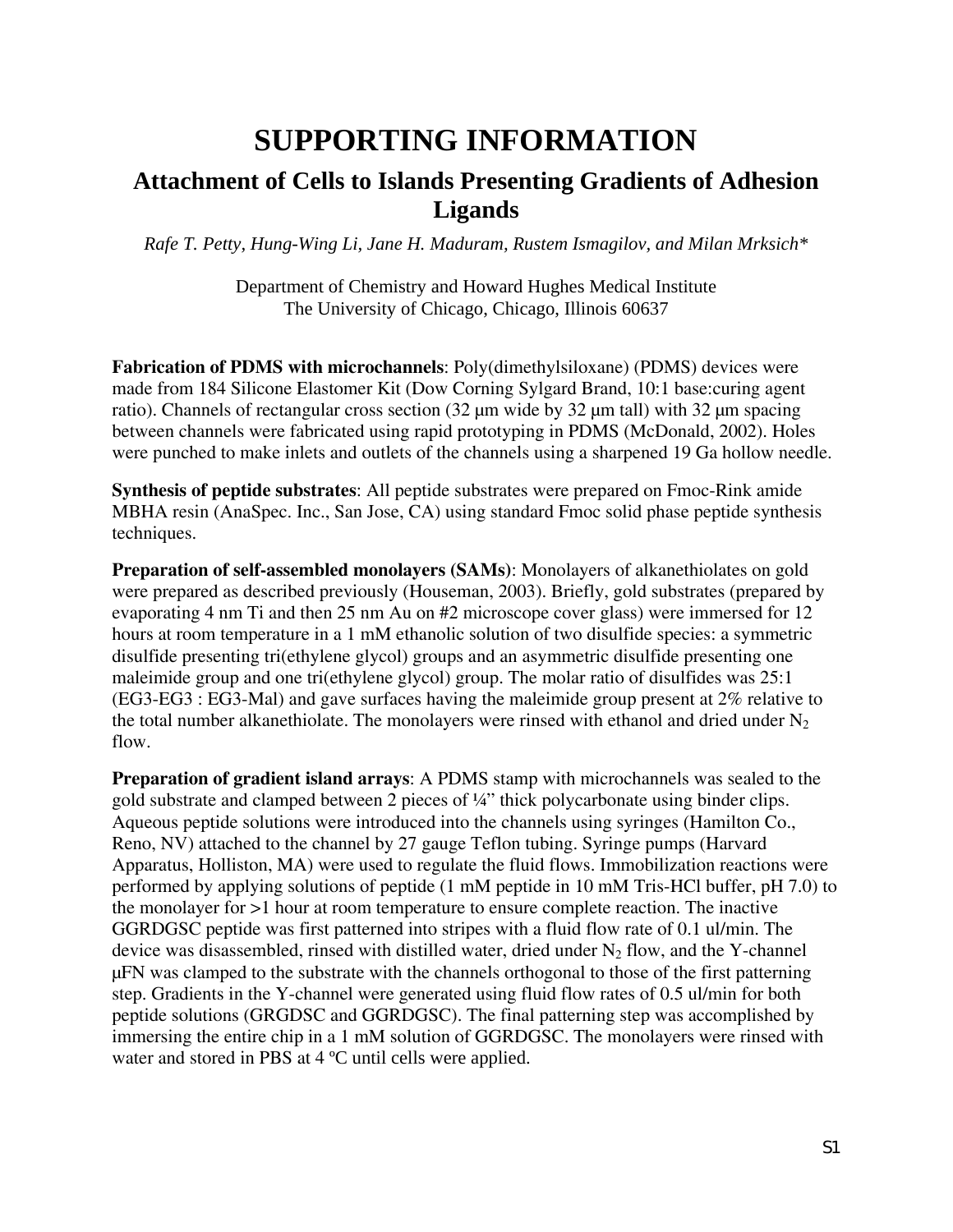# SUPPORTING INFORMATION

## Attachment of Cells to Islands Presenting Gradients of Adhesion Ligands

*Rafe T. Petty, Hung-Wing Li, Jane H. Maduram, Rustem Ismagilov, and Milan Mrksich**

Department of Chemistry and Howard Hughes Medical Institute
The University of Chicago, Chicago, Illinois 60637

**Fabrication of PDMS with microchannels**: Poly(dimethylsiloxane) (PDMS) devices were made from 184 Silicone Elastomer Kit (Dow Corning Sylgard Brand, 10:1 base:curing agent ratio). Channels of rectangular cross section (32 μm wide by 32 μm tall) with 32 μm spacing between channels were fabricated using rapid prototyping in PDMS (McDonald, 2002). Holes were punched to make inlets and outlets of the channels using a sharpened 19 Ga hollow needle.

**Synthesis of peptide substrates**: All peptide substrates were prepared on Fmoc-Rink amide MBHA resin (AnaSpec. Inc., San Jose, CA) using standard Fmoc solid phase peptide synthesis techniques.

**Preparation of self-assembled monolayers (SAMs)**: Monolayers of alkanethiolates on gold were prepared as described previously (Houseman, 2003). Briefly, gold substrates (prepared by evaporating 4 nm Ti and then 25 nm Au on #2 microscope cover glass) were immersed for 12 hours at room temperature in a 1 mM ethanolic solution of two disulfide species: a symmetric disulfide presenting tri(ethylene glycol) groups and an asymmetric disulfide presenting one maleimide group and one tri(ethylene glycol) group. The molar ratio of disulfides was 25:1 (EG3-EG3 : EG3-Mal) and gave surfaces having the maleimide group present at 2% relative to the total number alkanethiolate. The monolayers were rinsed with ethanol and dried under $N_2$ flow.

**Preparation of gradient island arrays**: A PDMS stamp with microchannels was sealed to the gold substrate and clamped between 2 pieces of ¼" thick polycarbonate using binder clips. Aqueous peptide solutions were introduced into the channels using syringes (Hamilton Co., Reno, NV) attached to the channel by 27 gauge Teflon tubing. Syringe pumps (Harvard Apparatus, Holliston, MA) were used to regulate the fluid flows. Immobilization reactions were performed by applying solutions of peptide (1 mM peptide in 10 mM Tris-HCl buffer, pH 7.0) to the monolayer for >1 hour at room temperature to ensure complete reaction. The inactive GGRDGSC peptide was first patterned into stripes with a fluid flow rate of 0.1 ul/min. The device was disassembled, rinsed with distilled water, dried under $N_2$ flow, and the Y-channel μFN was clamped to the substrate with the channels orthogonal to those of the first patterning step. Gradients in the Y-channel were generated using fluid flow rates of 0.5 ul/min for both peptide solutions (GRGDSC and GGRDGSC). The final patterning step was accomplished by immersing the entire chip in a 1 mM solution of GGRDGSC. The monolayers were rinsed with water and stored in PBS at 4 ºC until cells were applied.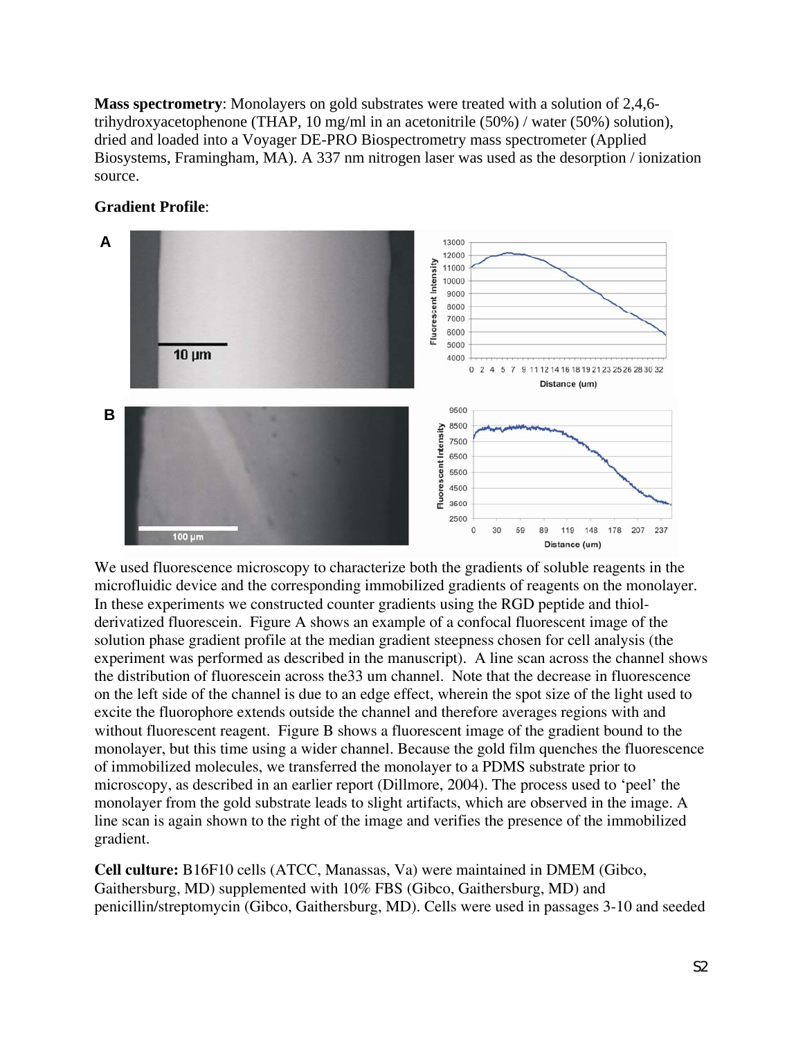**Mass spectrometry**: Monolayers on gold substrates were treated with a solution of 2,4,6-trihydroxyacetophenone (THAP, 10 mg/ml in an acetonitrile (50%) / water (50%) solution), dried and loaded into a Voyager DE-PRO Biospectrometry mass spectrometer (Applied Biosystems, Framingham, MA). A 337 nm nitrogen laser was used as the desorption / ionization source.

**Gradient Profile**:

We used fluorescence microscopy to characterize both the gradients of soluble reagents in the microfluidic device and the corresponding immobilized gradients of reagents on the monolayer. In these experiments we constructed counter gradients using the RGD peptide and thiol-derivatized fluorescein. Figure A shows an example of a confocal fluorescent image of the solution phase gradient profile at the median gradient steepness chosen for cell analysis (the experiment was performed as described in the manuscript). A line scan across the channel shows the distribution of fluorescein across the33 um channel. Note that the decrease in fluorescence on the left side of the channel is due to an edge effect, wherein the spot size of the light used to excite the fluorophore extends outside the channel and therefore averages regions with and without fluorescent reagent. Figure B shows a fluorescent image of the gradient bound to the monolayer, but this time using a wider channel. Because the gold film quenches the fluorescence of immobilized molecules, we transferred the monolayer to a PDMS substrate prior to microscopy, as described in an earlier report (Dillmore, 2004). The process used to 'peel' the monolayer from the gold substrate leads to slight artifacts, which are observed in the image. A line scan is again shown to the right of the image and verifies the presence of the immobilized gradient.

**Cell culture:** B16F10 cells (ATCC, Manassas, Va) were maintained in DMEM (Gibco, Gaithersburg, MD) supplemented with 10% FBS (Gibco, Gaithersburg, MD) and penicillin/streptomycin (Gibco, Gaithersburg, MD). Cells were used in passages 3-10 and seeded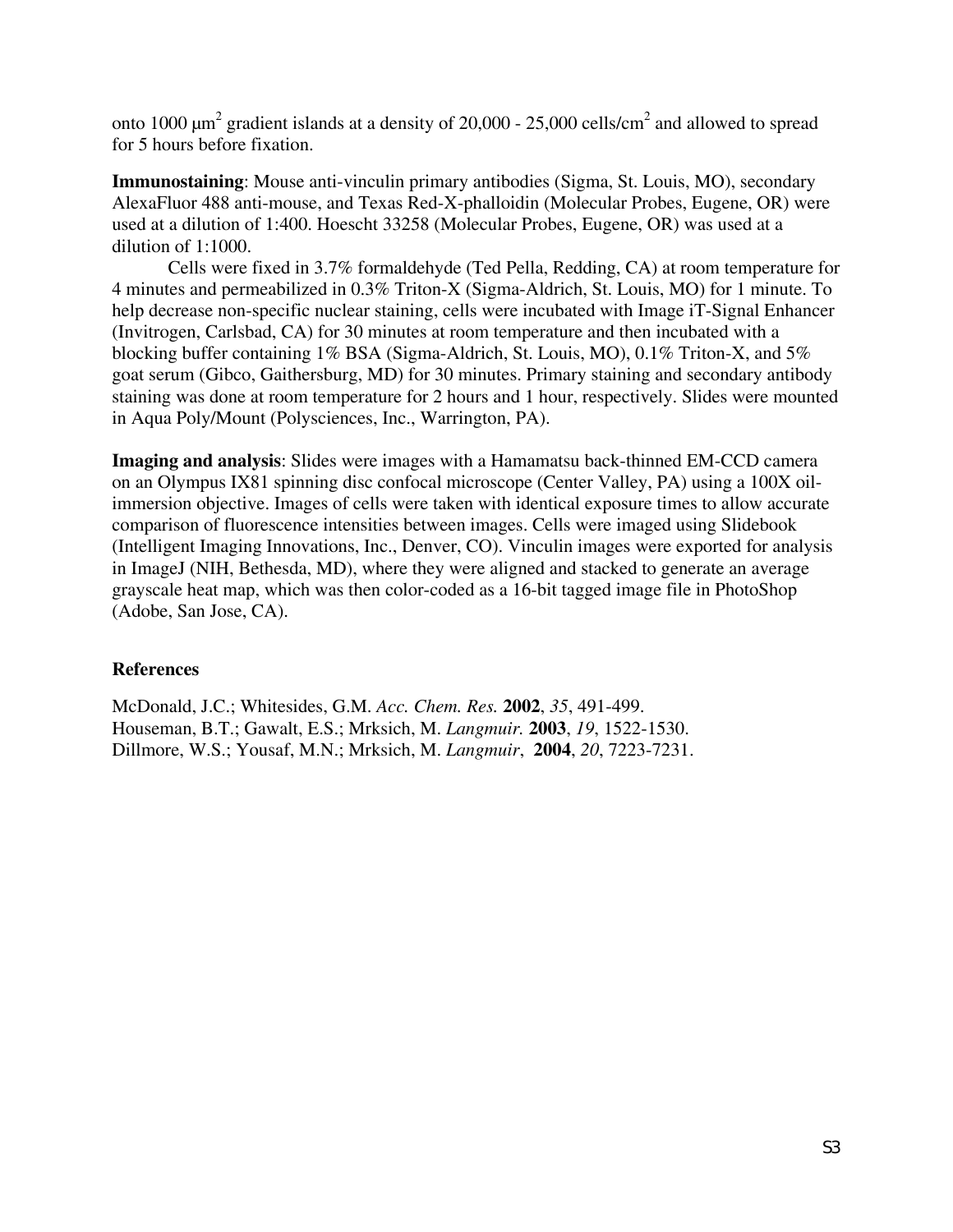onto 1000 $\mu m^2$ gradient islands at a density of 20,000 - 25,000 cells/$cm^2$ and allowed to spread for 5 hours before fixation.

**Immunostaining**: Mouse anti-vinculin primary antibodies (Sigma, St. Louis, MO), secondary AlexaFluor 488 anti-mouse, and Texas Red-X-phalloidin (Molecular Probes, Eugene, OR) were used at a dilution of 1:400. Hoescht 33258 (Molecular Probes, Eugene, OR) was used at a dilution of 1:1000.

Cells were fixed in 3.7% formaldehyde (Ted Pella, Redding, CA) at room temperature for 4 minutes and permeabilized in 0.3% Triton-X (Sigma-Aldrich, St. Louis, MO) for 1 minute. To help decrease non-specific nuclear staining, cells were incubated with Image iT-Signal Enhancer (Invitrogen, Carlsbad, CA) for 30 minutes at room temperature and then incubated with a blocking buffer containing 1% BSA (Sigma-Aldrich, St. Louis, MO), 0.1% Triton-X, and 5% goat serum (Gibco, Gaithersburg, MD) for 30 minutes. Primary staining and secondary antibody staining was done at room temperature for 2 hours and 1 hour, respectively. Slides were mounted in Aqua Poly/Mount (Polysciences, Inc., Warrington, PA).

**Imaging and analysis**: Slides were images with a Hamamatsu back-thinned EM-CCD camera on an Olympus IX81 spinning disc confocal microscope (Center Valley, PA) using a 100X oil-immersion objective. Images of cells were taken with identical exposure times to allow accurate comparison of fluorescence intensities between images. Cells were imaged using Slidebook (Intelligent Imaging Innovations, Inc., Denver, CO). Vinculin images were exported for analysis in ImageJ (NIH, Bethesda, MD), where they were aligned and stacked to generate an average grayscale heat map, which was then color-coded as a 16-bit tagged image file in PhotoShop (Adobe, San Jose, CA).

**References**

McDonald, J.C.; Whitesides, G.M. *Acc. Chem. Res.* **2002**, *35*, 491-499.
Houseman, B.T.; Gawalt, E.S.; Mrksich, M. *Langmuir.* **2003**, *19*, 1522-1530.
Dillmore, W.S.; Yousaf, M.N.; Mrksich, M. *Langmuir*, **2004**, *20*, 7223-7231.